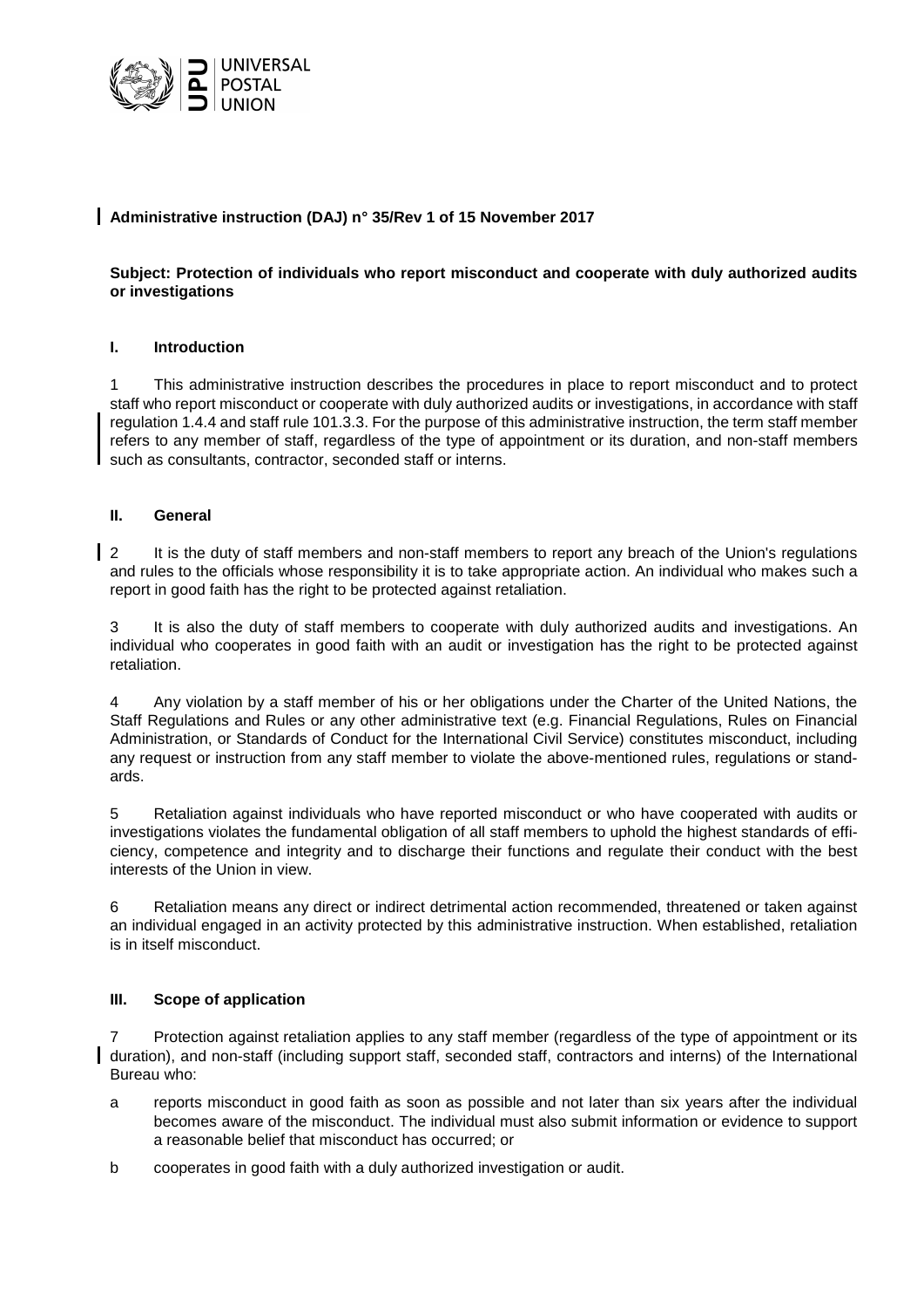UNIVERSAL POSTAL UNION

**Administrative instruction (DAJ) n° 35/Rev 1 of 15 November 2017**

**Subject: Protection of individuals who report misconduct and cooperate with duly authorized audits or investigations**

## I. Introduction

1 This administrative instruction describes the procedures in place to report misconduct and to protect staff who report misconduct or cooperate with duly authorized audits or investigations, in accordance with staff regulation 1.4.4 and staff rule 101.3.3. For the purpose of this administrative instruction, the term staff member refers to any member of staff, regardless of the type of appointment or its duration, and non-staff members such as consultants, contractor, seconded staff or interns.

## II. General

2 It is the duty of staff members and non-staff members to report any breach of the Union's regulations and rules to the officials whose responsibility it is to take appropriate action. An individual who makes such a report in good faith has the right to be protected against retaliation.

3 It is also the duty of staff members to cooperate with duly authorized audits and investigations. An individual who cooperates in good faith with an audit or investigation has the right to be protected against retaliation.

4 Any violation by a staff member of his or her obligations under the Charter of the United Nations, the Staff Regulations and Rules or any other administrative text (e.g. Financial Regulations, Rules on Financial Administration, or Standards of Conduct for the International Civil Service) constitutes misconduct, including any request or instruction from any staff member to violate the above-mentioned rules, regulations or standards.

5 Retaliation against individuals who have reported misconduct or who have cooperated with audits or investigations violates the fundamental obligation of all staff members to uphold the highest standards of efficiency, competence and integrity and to discharge their functions and regulate their conduct with the best interests of the Union in view.

6 Retaliation means any direct or indirect detrimental action recommended, threatened or taken against an individual engaged in an activity protected by this administrative instruction. When established, retaliation is in itself misconduct.

## III. Scope of application

7 Protection against retaliation applies to any staff member (regardless of the type of appointment or its duration), and non-staff (including support staff, seconded staff, contractors and interns) of the International Bureau who:

a reports misconduct in good faith as soon as possible and not later than six years after the individual becomes aware of the misconduct. The individual must also submit information or evidence to support a reasonable belief that misconduct has occurred; or

b cooperates in good faith with a duly authorized investigation or audit.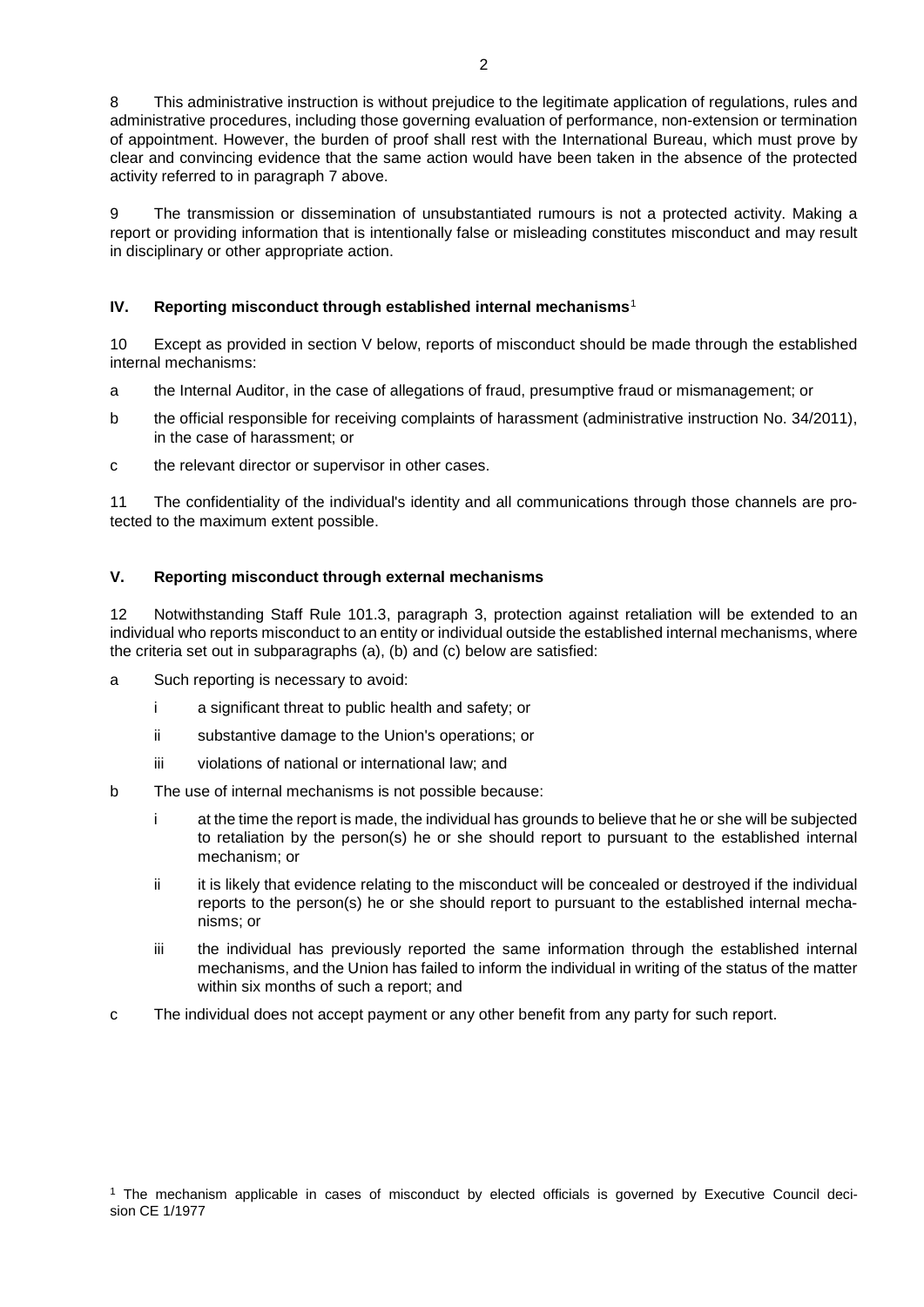8 This administrative instruction is without prejudice to the legitimate application of regulations, rules and administrative procedures, including those governing evaluation of performance, non-extension or termination of appointment. However, the burden of proof shall rest with the International Bureau, which must prove by clear and convincing evidence that the same action would have been taken in the absence of the protected activity referred to in paragraph 7 above.

9 The transmission or dissemination of unsubstantiated rumours is not a protected activity. Making a report or providing information that is intentionally false or misleading constitutes misconduct and may result in disciplinary or other appropriate action.

## IV. Reporting misconduct through established internal mechanisms[1]

10 Except as provided in section V below, reports of misconduct should be made through the established internal mechanisms:

a the Internal Auditor, in the case of allegations of fraud, presumptive fraud or mismanagement; or

b the official responsible for receiving complaints of harassment (administrative instruction No. 34/2011), in the case of harassment; or

c the relevant director or supervisor in other cases.

11 The confidentiality of the individual's identity and all communications through those channels are protected to the maximum extent possible.

## V. Reporting misconduct through external mechanisms

12 Notwithstanding Staff Rule 101.3, paragraph 3, protection against retaliation will be extended to an individual who reports misconduct to an entity or individual outside the established internal mechanisms, where the criteria set out in subparagraphs (a), (b) and (c) below are satisfied:

a Such reporting is necessary to avoid:

  i a significant threat to public health and safety; or

  ii substantive damage to the Union's operations; or

  iii violations of national or international law; and

b The use of internal mechanisms is not possible because:

  i at the time the report is made, the individual has grounds to believe that he or she will be subjected to retaliation by the person(s) he or she should report to pursuant to the established internal mechanism; or

  ii it is likely that evidence relating to the misconduct will be concealed or destroyed if the individual reports to the person(s) he or she should report to pursuant to the established internal mechanisms; or

  iii the individual has previously reported the same information through the established internal mechanisms, and the Union has failed to inform the individual in writing of the status of the matter within six months of such a report; and

c The individual does not accept payment or any other benefit from any party for such report.

[1] The mechanism applicable in cases of misconduct by elected officials is governed by Executive Council decision CE 1/1977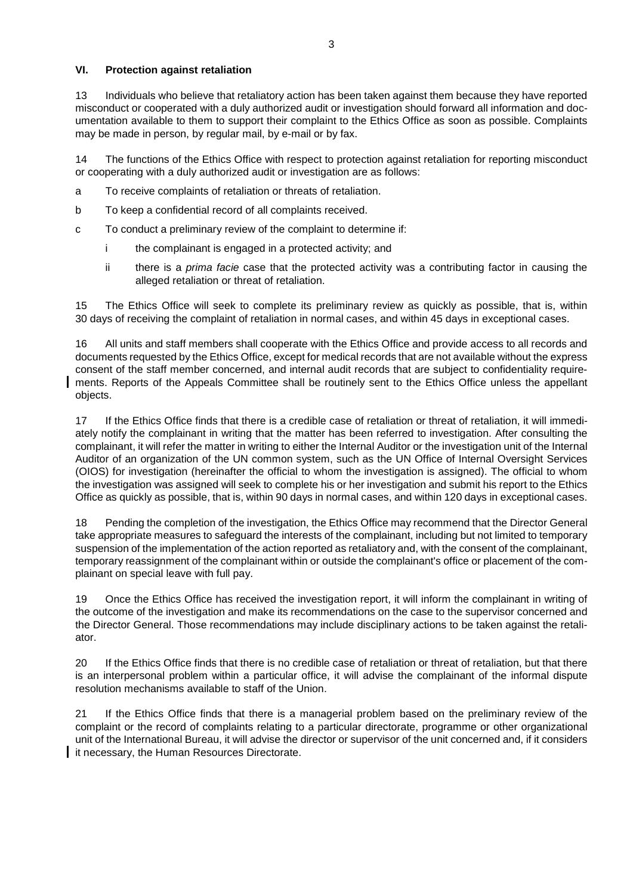## VI. Protection against retaliation

13 Individuals who believe that retaliatory action has been taken against them because they have reported misconduct or cooperated with a duly authorized audit or investigation should forward all information and documentation available to them to support their complaint to the Ethics Office as soon as possible. Complaints may be made in person, by regular mail, by e-mail or by fax.

14 The functions of the Ethics Office with respect to protection against retaliation for reporting misconduct or cooperating with a duly authorized audit or investigation are as follows:

a To receive complaints of retaliation or threats of retaliation.

b To keep a confidential record of all complaints received.

c To conduct a preliminary review of the complaint to determine if:

 i the complainant is engaged in a protected activity; and

 ii there is a *prima facie* case that the protected activity was a contributing factor in causing the alleged retaliation or threat of retaliation.

15 The Ethics Office will seek to complete its preliminary review as quickly as possible, that is, within 30 days of receiving the complaint of retaliation in normal cases, and within 45 days in exceptional cases.

16 All units and staff members shall cooperate with the Ethics Office and provide access to all records and documents requested by the Ethics Office, except for medical records that are not available without the express consent of the staff member concerned, and internal audit records that are subject to confidentiality requirements. Reports of the Appeals Committee shall be routinely sent to the Ethics Office unless the appellant objects.

17 If the Ethics Office finds that there is a credible case of retaliation or threat of retaliation, it will immediately notify the complainant in writing that the matter has been referred to investigation. After consulting the complainant, it will refer the matter in writing to either the Internal Auditor or the investigation unit of the Internal Auditor of an organization of the UN common system, such as the UN Office of Internal Oversight Services (OIOS) for investigation (hereinafter the official to whom the investigation is assigned). The official to whom the investigation was assigned will seek to complete his or her investigation and submit his report to the Ethics Office as quickly as possible, that is, within 90 days in normal cases, and within 120 days in exceptional cases.

18 Pending the completion of the investigation, the Ethics Office may recommend that the Director General take appropriate measures to safeguard the interests of the complainant, including but not limited to temporary suspension of the implementation of the action reported as retaliatory and, with the consent of the complainant, temporary reassignment of the complainant within or outside the complainant's office or placement of the complainant on special leave with full pay.

19 Once the Ethics Office has received the investigation report, it will inform the complainant in writing of the outcome of the investigation and make its recommendations on the case to the supervisor concerned and the Director General. Those recommendations may include disciplinary actions to be taken against the retaliator.

20 If the Ethics Office finds that there is no credible case of retaliation or threat of retaliation, but that there is an interpersonal problem within a particular office, it will advise the complainant of the informal dispute resolution mechanisms available to staff of the Union.

21 If the Ethics Office finds that there is a managerial problem based on the preliminary review of the complaint or the record of complaints relating to a particular directorate, programme or other organizational unit of the International Bureau, it will advise the director or supervisor of the unit concerned and, if it considers it necessary, the Human Resources Directorate.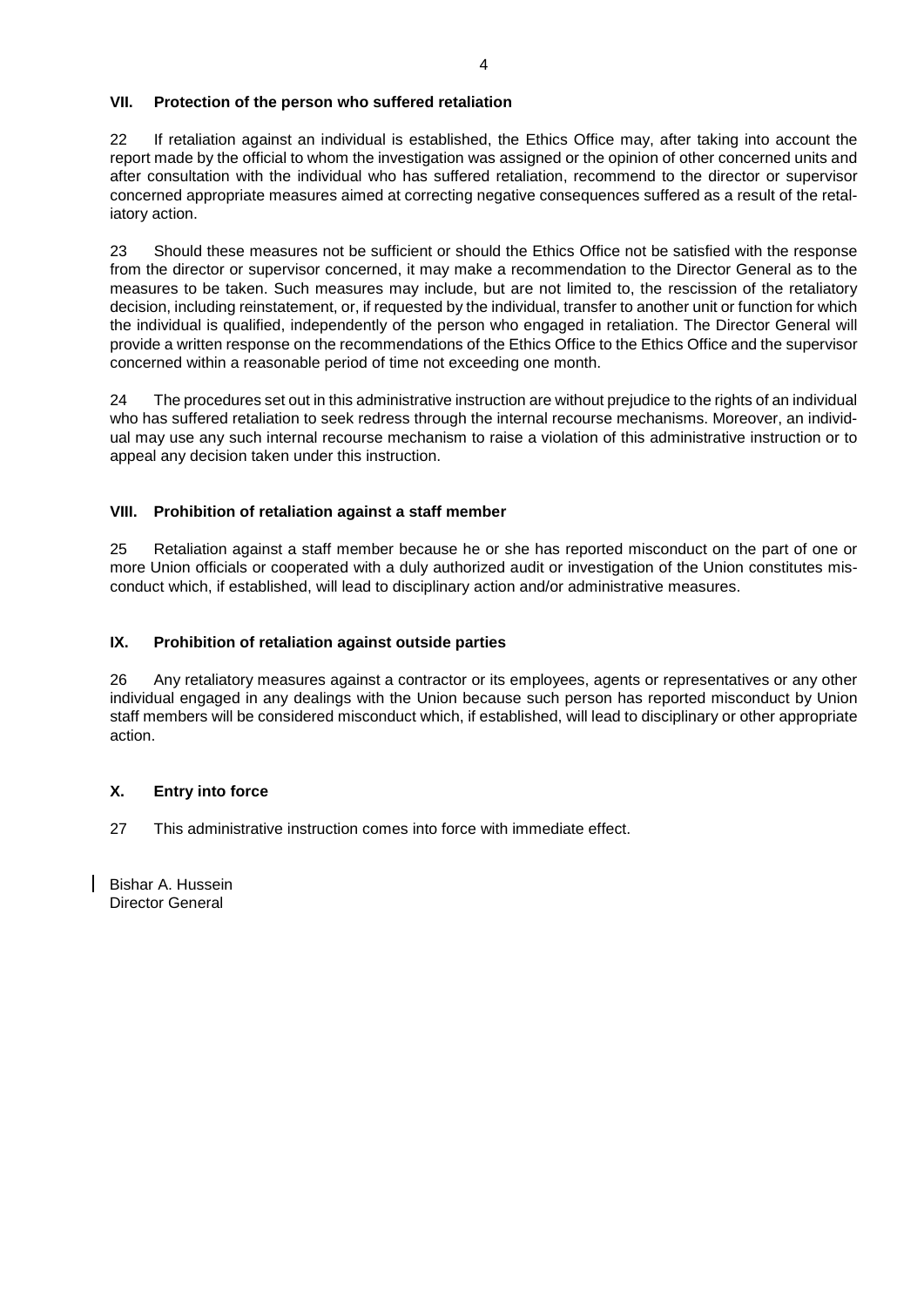## VII. Protection of the person who suffered retaliation

22 If retaliation against an individual is established, the Ethics Office may, after taking into account the report made by the official to whom the investigation was assigned or the opinion of other concerned units and after consultation with the individual who has suffered retaliation, recommend to the director or supervisor concerned appropriate measures aimed at correcting negative consequences suffered as a result of the retaliatory action.

23 Should these measures not be sufficient or should the Ethics Office not be satisfied with the response from the director or supervisor concerned, it may make a recommendation to the Director General as to the measures to be taken. Such measures may include, but are not limited to, the rescission of the retaliatory decision, including reinstatement, or, if requested by the individual, transfer to another unit or function for which the individual is qualified, independently of the person who engaged in retaliation. The Director General will provide a written response on the recommendations of the Ethics Office to the Ethics Office and the supervisor concerned within a reasonable period of time not exceeding one month.

24 The procedures set out in this administrative instruction are without prejudice to the rights of an individual who has suffered retaliation to seek redress through the internal recourse mechanisms. Moreover, an individual may use any such internal recourse mechanism to raise a violation of this administrative instruction or to appeal any decision taken under this instruction.

## VIII. Prohibition of retaliation against a staff member

25 Retaliation against a staff member because he or she has reported misconduct on the part of one or more Union officials or cooperated with a duly authorized audit or investigation of the Union constitutes misconduct which, if established, will lead to disciplinary action and/or administrative measures.

## IX. Prohibition of retaliation against outside parties

26 Any retaliatory measures against a contractor or its employees, agents or representatives or any other individual engaged in any dealings with the Union because such person has reported misconduct by Union staff members will be considered misconduct which, if established, will lead to disciplinary or other appropriate action.

## X. Entry into force

27 This administrative instruction comes into force with immediate effect.

Bishar A. Hussein
Director General